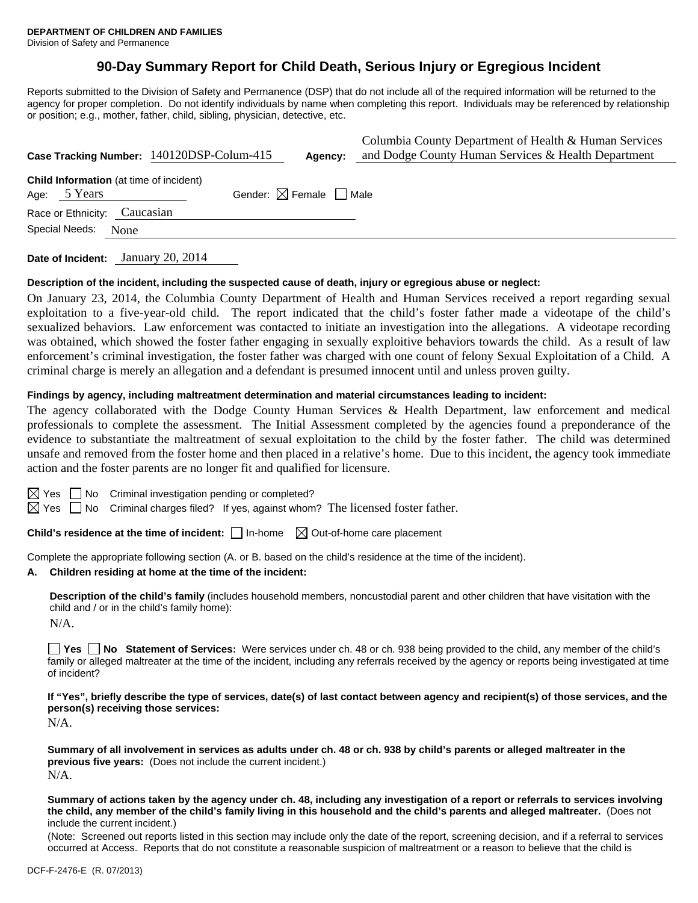**DEPARTMENT OF CHILDREN AND FAMILIES**
Division of Safety and Permanence

# 90-Day Summary Report for Child Death, Serious Injury or Egregious Incident

Reports submitted to the Division of Safety and Permanence (DSP) that do not include all of the required information will be returned to the agency for proper completion. Do not identify individuals by name when completing this report. Individuals may be referenced by relationship or position; e.g., mother, father, child, sibling, physician, detective, etc.

**Case Tracking Number:** 140120DSP-Colum-415 **Agency:** Columbia County Department of Health & Human Services and Dodge County Human Services & Health Department

**Child Information** (at time of incident)
Age: 5 Years Gender: ☒ Female ☐ Male
Race or Ethnicity: Caucasian
Special Needs: None

**Date of Incident:** January 20, 2014

**Description of the incident, including the suspected cause of death, injury or egregious abuse or neglect:**

On January 23, 2014, the Columbia County Department of Health and Human Services received a report regarding sexual exploitation to a five-year-old child. The report indicated that the child's foster father made a videotape of the child's sexualized behaviors. Law enforcement was contacted to initiate an investigation into the allegations. A videotape recording was obtained, which showed the foster father engaging in sexually exploitive behaviors towards the child. As a result of law enforcement's criminal investigation, the foster father was charged with one count of felony Sexual Exploitation of a Child. A criminal charge is merely an allegation and a defendant is presumed innocent until and unless proven guilty.

**Findings by agency, including maltreatment determination and material circumstances leading to incident:**

The agency collaborated with the Dodge County Human Services & Health Department, law enforcement and medical professionals to complete the assessment. The Initial Assessment completed by the agencies found a preponderance of the evidence to substantiate the maltreatment of sexual exploitation to the child by the foster father. The child was determined unsafe and removed from the foster home and then placed in a relative's home. Due to this incident, the agency took immediate action and the foster parents are no longer fit and qualified for licensure.

☒ Yes ☐ No Criminal investigation pending or completed?
☒ Yes ☐ No Criminal charges filed? If yes, against whom? The licensed foster father.

**Child's residence at the time of incident:** ☐ In-home ☒ Out-of-home care placement

Complete the appropriate following section (A. or B. based on the child's residence at the time of the incident).

**A. Children residing at home at the time of the incident:**

**Description of the child's family** (includes household members, noncustodial parent and other children that have visitation with the child and / or in the child's family home):
N/A.

☐ **Yes** ☐ **No** **Statement of Services:** Were services under ch. 48 or ch. 938 being provided to the child, any member of the child's family or alleged maltreater at the time of the incident, including any referrals received by the agency or reports being investigated at time of incident?

**If "Yes", briefly describe the type of services, date(s) of last contact between agency and recipient(s) of those services, and the person(s) receiving those services:**
N/A.

**Summary of all involvement in services as adults under ch. 48 or ch. 938 by child's parents or alleged maltreater in the previous five years:** (Does not include the current incident.)
N/A.

**Summary of actions taken by the agency under ch. 48, including any investigation of a report or referrals to services involving the child, any member of the child's family living in this household and the child's parents and alleged maltreater.** (Does not include the current incident.)
(Note: Screened out reports listed in this section may include only the date of the report, screening decision, and if a referral to services occurred at Access. Reports that do not constitute a reasonable suspicion of maltreatment or a reason to believe that the child is

DCF-F-2476-E (R. 07/2013)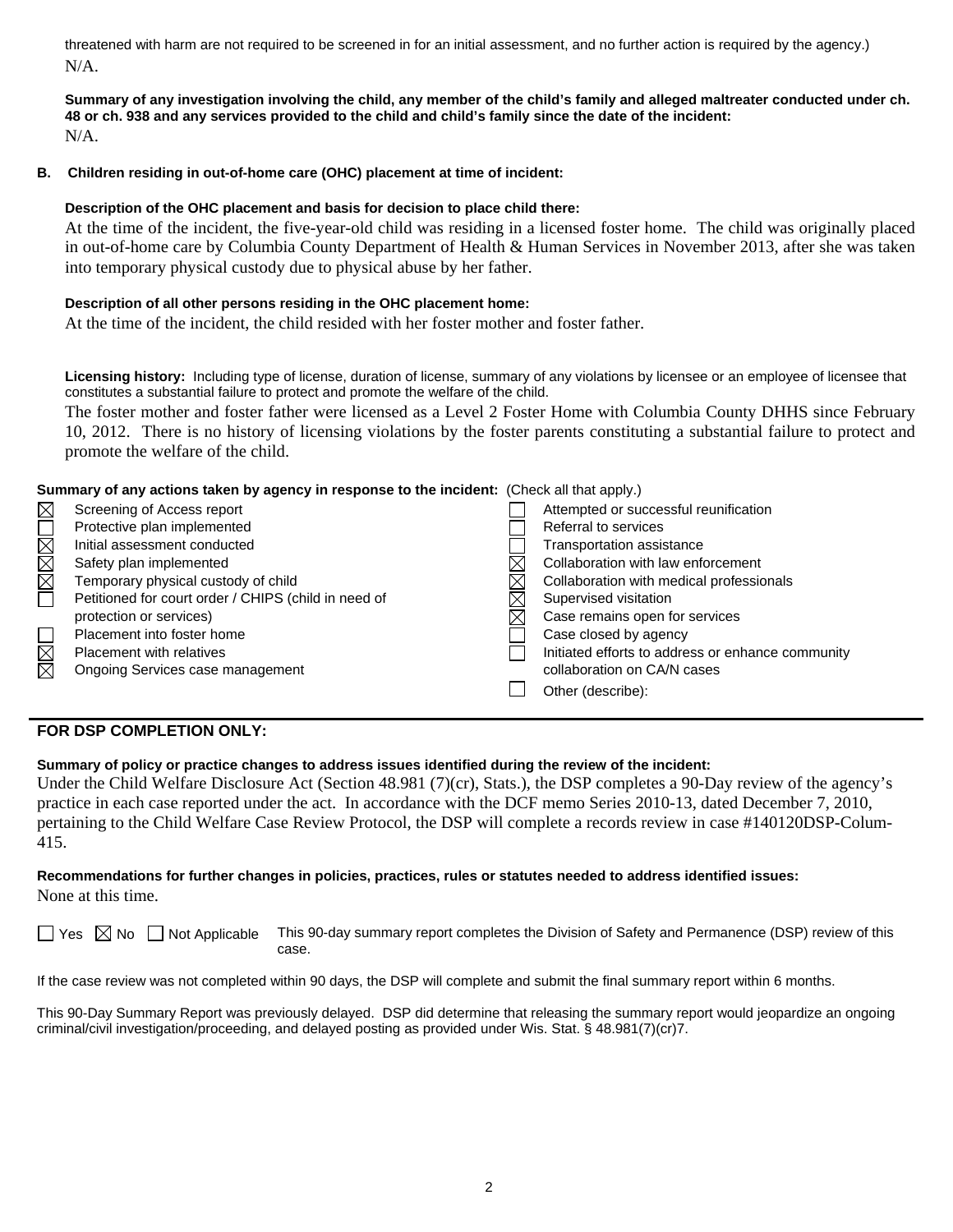threatened with harm are not required to be screened in for an initial assessment, and no further action is required by the agency.)
N/A.

**Summary of any investigation involving the child, any member of the child's family and alleged maltreater conducted under ch. 48 or ch. 938 and any services provided to the child and child's family since the date of the incident:**
N/A.

**B. Children residing in out-of-home care (OHC) placement at time of incident:**

**Description of the OHC placement and basis for decision to place child there:**
At the time of the incident, the five-year-old child was residing in a licensed foster home. The child was originally placed in out-of-home care by Columbia County Department of Health & Human Services in November 2013, after she was taken into temporary physical custody due to physical abuse by her father.

**Description of all other persons residing in the OHC placement home:**
At the time of the incident, the child resided with her foster mother and foster father.

**Licensing history:** Including type of license, duration of license, summary of any violations by licensee or an employee of licensee that constitutes a substantial failure to protect and promote the welfare of the child.
The foster mother and foster father were licensed as a Level 2 Foster Home with Columbia County DHHS since February 10, 2012. There is no history of licensing violations by the foster parents constituting a substantial failure to protect and promote the welfare of the child.

**Summary of any actions taken by agency in response to the incident:** (Check all that apply.)

- ☒ Screening of Access report
- ☐ Protective plan implemented
- ☒ Initial assessment conducted
- ☒ Safety plan implemented
- ☒ Temporary physical custody of child
- ☐ Petitioned for court order / CHIPS (child in need of protection or services)
- ☐ Placement into foster home
- ☒ Placement with relatives
- ☒ Ongoing Services case management
- ☐ Attempted or successful reunification
- ☐ Referral to services
- ☐ Transportation assistance
- ☒ Collaboration with law enforcement
- ☒ Collaboration with medical professionals
- ☒ Supervised visitation
- ☒ Case remains open for services
- ☐ Case closed by agency
- ☐ Initiated efforts to address or enhance community collaboration on CA/N cases
- ☐ Other (describe):

## FOR DSP COMPLETION ONLY:

**Summary of policy or practice changes to address issues identified during the review of the incident:**
Under the Child Welfare Disclosure Act (Section 48.981 (7)(cr), Stats.), the DSP completes a 90-Day review of the agency's practice in each case reported under the act. In accordance with the DCF memo Series 2010-13, dated December 7, 2010, pertaining to the Child Welfare Case Review Protocol, the DSP will complete a records review in case #140120DSP-Colum-415.

**Recommendations for further changes in policies, practices, rules or statutes needed to address identified issues:**
None at this time.

☐ Yes ☒ No ☐ Not Applicable This 90-day summary report completes the Division of Safety and Permanence (DSP) review of this case.

If the case review was not completed within 90 days, the DSP will complete and submit the final summary report within 6 months.

This 90-Day Summary Report was previously delayed. DSP did determine that releasing the summary report would jeopardize an ongoing criminal/civil investigation/proceeding, and delayed posting as provided under Wis. Stat. § 48.981(7)(cr)7.